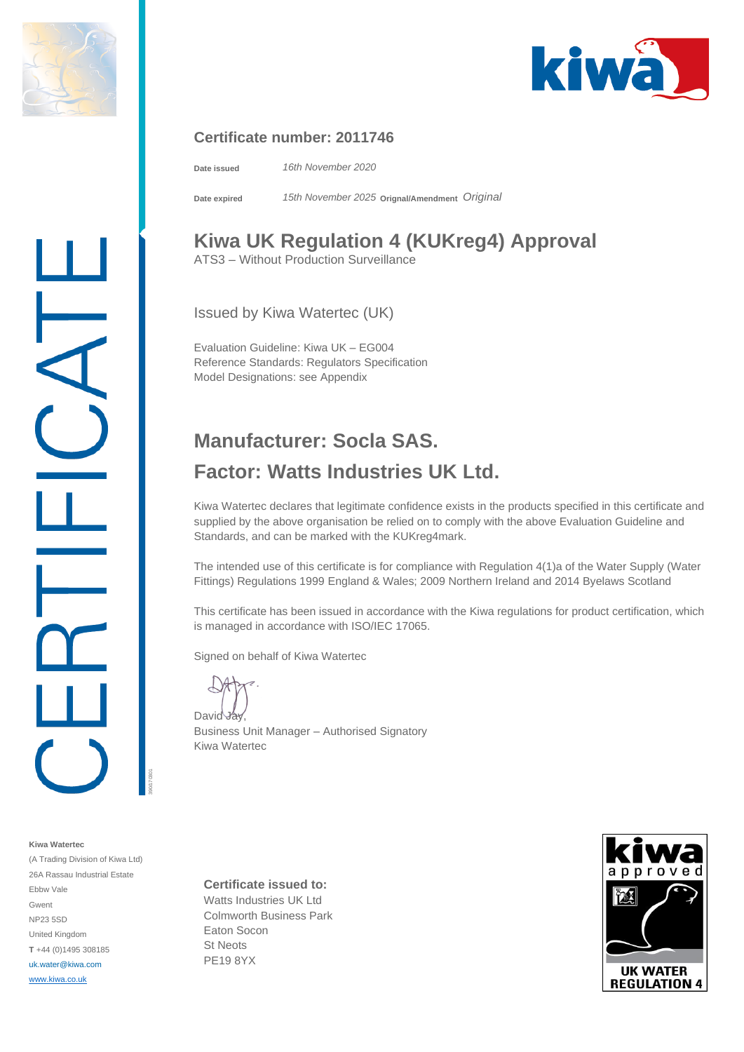# Certificate number: 2011746

**Date issued** *16th November 2020*

**Date expired** *15th November 2025* **Orignal/Amendment** *Original*

# Kiwa UK Regulation 4 (KUKreg4) Approval

ATS3 – Without Production Surveillance

Issued by Kiwa Watertec (UK)

Evaluation Guideline: Kiwa UK – EG004
Reference Standards: Regulators Specification
Model Designations: see Appendix

## Manufacturer: Socla SAS.

## Factor: Watts Industries UK Ltd.

Kiwa Watertec declares that legitimate confidence exists in the products specified in this certificate and supplied by the above organisation be relied on to comply with the above Evaluation Guideline and Standards, and can be marked with the KUKreg4mark.

The intended use of this certificate is for compliance with Regulation 4(1)a of the Water Supply (Water Fittings) Regulations 1999 England & Wales; 2009 Northern Ireland and 2014 Byelaws Scotland

This certificate has been issued in accordance with the Kiwa regulations for product certification, which is managed in accordance with ISO/IEC 17065.

Signed on behalf of Kiwa Watertec

David Jay,
Business Unit Manager – Authorised Signatory
Kiwa Watertec

**Kiwa Watertec**
(A Trading Division of Kiwa Ltd)
26A Rassau Industrial Estate
Ebbw Vale
Gwent
NP23 5SD
United Kingdom
**T** +44 (0)1495 308185
uk.water@kiwa.com
www.kiwa.co.uk

**Certificate issued to:**
Watts Industries UK Ltd
Colmworth Business Park
Eaton Socon
St Neots
PE19 8YX

kiwa approved
UK WATER REGULATION 4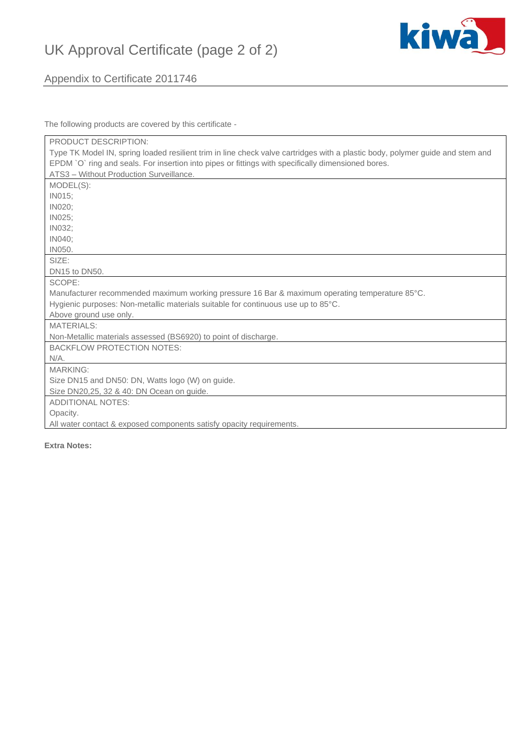# UK Approval Certificate (page 2 of 2)

## Appendix to Certificate 2011746

The following products are covered by this certificate -

| |
|---|
| PRODUCT DESCRIPTION:<br>Type TK Model IN, spring loaded resilient trim in line check valve cartridges with a plastic body, polymer guide and stem and EPDM `O` ring and seals. For insertion into pipes or fittings with specifically dimensioned bores.<br>ATS3 – Without Production Surveillance. |
| MODEL(S):<br>IN015;<br>IN020;<br>IN025;<br>IN032;<br>IN040;<br>IN050. |
| SIZE:<br>DN15 to DN50. |
| SCOPE:<br>Manufacturer recommended maximum working pressure 16 Bar & maximum operating temperature 85°C.<br>Hygienic purposes: Non-metallic materials suitable for continuous use up to 85°C.<br>Above ground use only. |
| MATERIALS:<br>Non-Metallic materials assessed (BS6920) to point of discharge. |
| BACKFLOW PROTECTION NOTES:<br>N/A. |
| MARKING:<br>Size DN15 and DN50: DN, Watts logo (W) on guide.<br>Size DN20,25, 32 & 40: DN Ocean on guide. |
| ADDITIONAL NOTES:<br>Opacity.<br>All water contact & exposed components satisfy opacity requirements. |

**Extra Notes:**